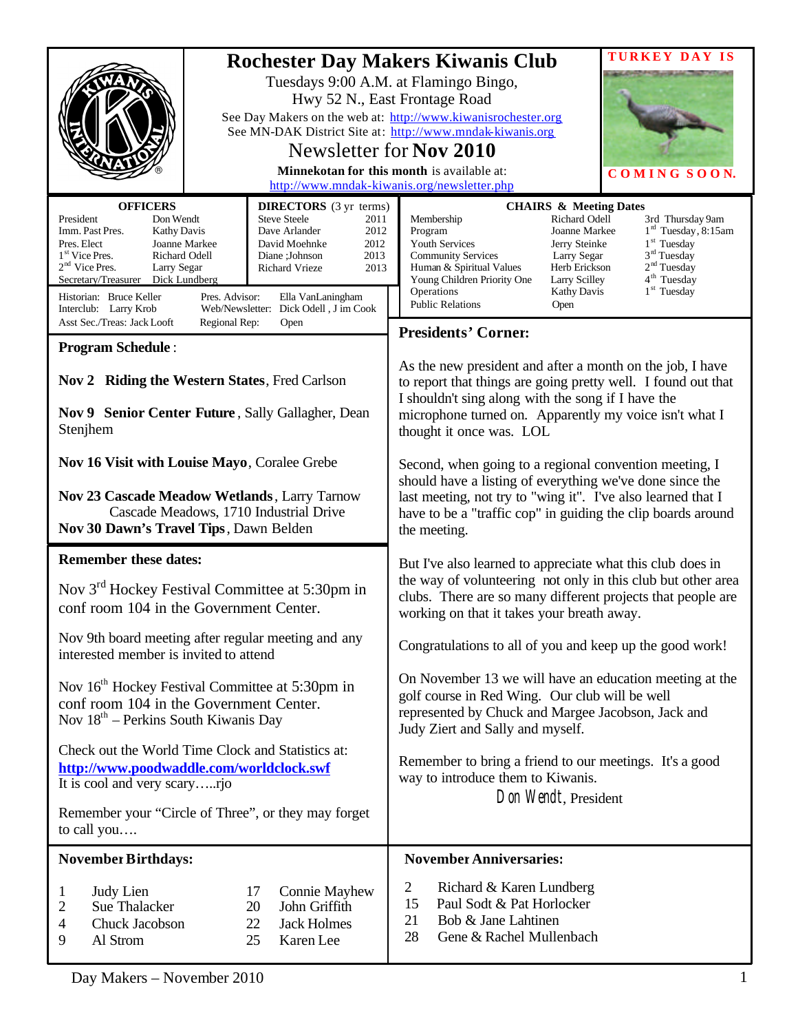# Rochester Day Makers Kiwanis Club

Tuesdays 9:00 A.M. at Flamingo Bingo,
Hwy 52 N., East Frontage Road

See Day Makers on the web at: http://www.kiwanisrochester.org
See MN-DAK District Site at: http://www.mndak-kiwanis.org

## Newsletter for Nov 2010

**Minnekotan for this month** is available at:
http://www.mndak-kiwanis.org/newsletter.php

**TURKEY DAY IS COMING SOON.**

| OFFICERS | |
|---|---|
| President | Don Wendt |
| Imm. Past Pres. | Kathy Davis |
| Pres. Elect | Joanne Markee |
| 1st Vice Pres. | Richard Odell |
| 2nd Vice Pres. | Larry Segar |
| Secretary/Treasurer | Dick Lundberg |

| DIRECTORS (3 yr terms) | |
|---|---|
| Steve Steele | 2011 |
| Dave Arlander | 2012 |
| David Moehnke | 2012 |
| Diane ;Johnson | 2013 |
| Richard Vrieze | 2013 |

Historian: Bruce Keller — Pres. Advisor: Ella VanLaningham
Interclub: Larry Krob — Web/Newsletter: Dick Odell , J im Cook
Asst Sec./Treas: Jack Looft — Regional Rep: Open

| CHAIRS & Meeting Dates | | |
|---|---|---|
| Membership | Richard Odell | 3rd Thursday 9am |
| Program | Joanne Markee | 1st Tuesday, 8:15am |
| Youth Services | Jerry Steinke | 1st Tuesday |
| Community Services | Larry Segar | 3rd Tuesday |
| Human & Spiritual Values | Herb Erickson | 2nd Tuesday |
| Young Children Priority One | Larry Scilley | 4th Tuesday |
| Operations | Kathy Davis | 1st Tuesday |
| Public Relations | Open | |

### Program Schedule:

**Nov 2 Riding the Western States**, Fred Carlson

**Nov 9 Senior Center Future**, Sally Gallagher, Dean Stenjhem

**Nov 16 Visit with Louise Mayo**, Coralee Grebe

**Nov 23 Cascade Meadow Wetlands**, Larry Tarnow
Cascade Meadows, 1710 Industrial Drive

**Nov 30 Dawn's Travel Tips**, Dawn Belden

### Remember these dates:

Nov 3rd Hockey Festival Committee at 5:30pm in conf room 104 in the Government Center.

Nov 9th board meeting after regular meeting and any interested member is invited to attend

Nov 16th Hockey Festival Committee at 5:30pm in conf room 104 in the Government Center.
Nov 18th – Perkins South Kiwanis Day

Check out the World Time Clock and Statistics at:
**http://www.poodwaddle.com/worldclock.swf**
It is cool and very scary…..rjo

Remember your "Circle of Three", or they may forget to call you….

### Presidents' Corner:

As the new president and after a month on the job, I have to report that things are going pretty well. I found out that I shouldn't sing along with the song if I have the microphone turned on. Apparently my voice isn't what I thought it once was. LOL

Second, when going to a regional convention meeting, I should have a listing of everything we've done since the last meeting, not try to "wing it". I've also learned that I have to be a "traffic cop" in guiding the clip boards around the meeting.

But I've also learned to appreciate what this club does in the way of volunteering not only in this club but other area clubs. There are so many different projects that people are working on that it takes your breath away.

Congratulations to all of you and keep up the good work!

On November 13 we will have an education meeting at the golf course in Red Wing. Our club will be well represented by Chuck and Margee Jacobson, Jack and Judy Ziert and Sally and myself.

Remember to bring a friend to our meetings. It's a good way to introduce them to Kiwanis.

Don Wendt, President

### November Birthdays:

| | | | |
|---|---|---|---|
| 1 | Judy Lien | 17 | Connie Mayhew |
| 2 | Sue Thalacker | 20 | John Griffith |
| 4 | Chuck Jacobson | 22 | Jack Holmes |
| 9 | Al Strom | 25 | Karen Lee |

### November Anniversaries:

| | |
|---|---|
| 2 | Richard & Karen Lundberg |
| 15 | Paul Sodt & Pat Horlocker |
| 21 | Bob & Jane Lahtinen |
| 28 | Gene & Rachel Mullenbach |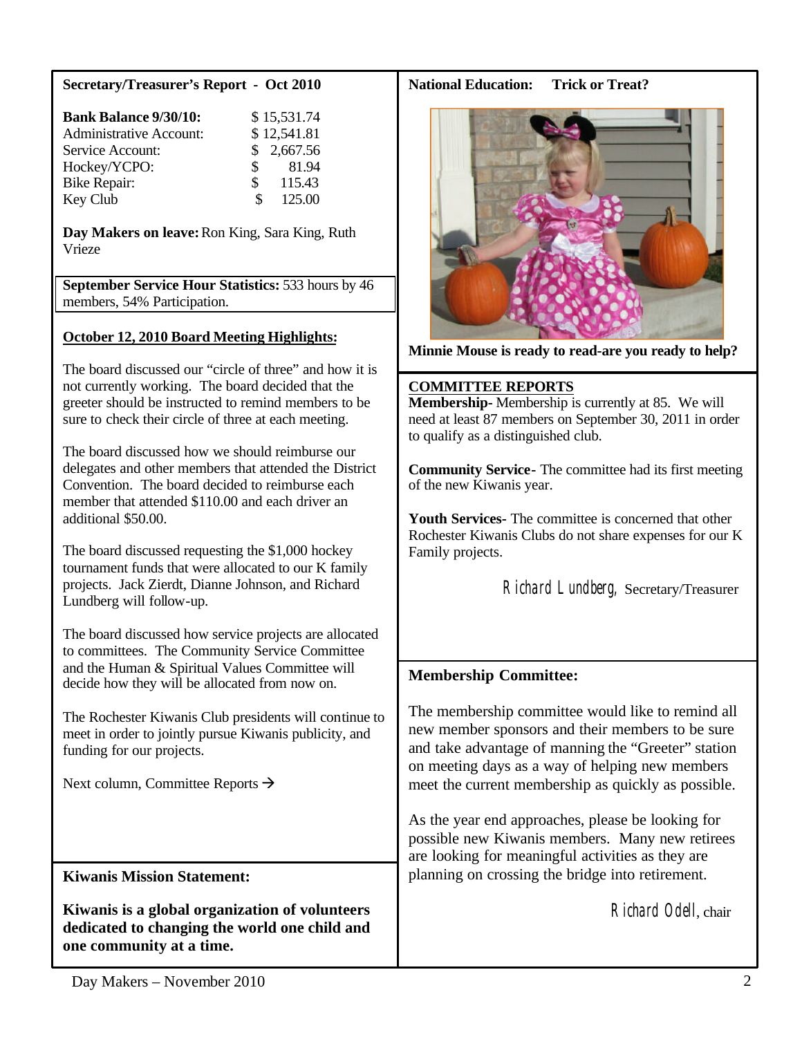**Secretary/Treasurer's Report - Oct 2010**

| | |
|---|---|
| **Bank Balance 9/30/10:** | $ 15,531.74 |
| Administrative Account: | $ 12,541.81 |
| Service Account: | $ 2,667.56 |
| Hockey/YCPO: | $ 81.94 |
| Bike Repair: | $ 115.43 |
| Key Club | $ 125.00 |

**Day Makers on leave:** Ron King, Sara King, Ruth Vrieze

**September Service Hour Statistics:** 533 hours by 46 members, 54% Participation.

**October 12, 2010 Board Meeting Highlights:**

The board discussed our "circle of three" and how it is not currently working. The board decided that the greeter should be instructed to remind members to be sure to check their circle of three at each meeting.

The board discussed how we should reimburse our delegates and other members that attended the District Convention. The board decided to reimburse each member that attended $110.00 and each driver an additional $50.00.

The board discussed requesting the $1,000 hockey tournament funds that were allocated to our K family projects. Jack Zierdt, Dianne Johnson, and Richard Lundberg will follow-up.

The board discussed how service projects are allocated to committees. The Community Service Committee and the Human & Spiritual Values Committee will decide how they will be allocated from now on.

The Rochester Kiwanis Club presidents will continue to meet in order to jointly pursue Kiwanis publicity, and funding for our projects.

Next column, Committee Reports →

**COMMITTEE REPORTS**

**Membership-** Membership is currently at 85. We will need at least 87 members on September 30, 2011 in order to qualify as a distinguished club.

**Community Service-** The committee had its first meeting of the new Kiwanis year.

**Youth Services-** The committee is concerned that other Rochester Kiwanis Clubs do not share expenses for our K Family projects.

*Richard Lundberg*, Secretary/Treasurer

**National Education: Trick or Treat?**

**Minnie Mouse is ready to read-are you ready to help?**

**Membership Committee:**

The membership committee would like to remind all new member sponsors and their members to be sure and take advantage of manning the "Greeter" station on meeting days as a way of helping new members meet the current membership as quickly as possible.

As the year end approaches, please be looking for possible new Kiwanis members. Many new retirees are looking for meaningful activities as they are planning on crossing the bridge into retirement.

*Richard Odell*, chair

**Kiwanis Mission Statement:**

**Kiwanis is a global organization of volunteers dedicated to changing the world one child and one community at a time.**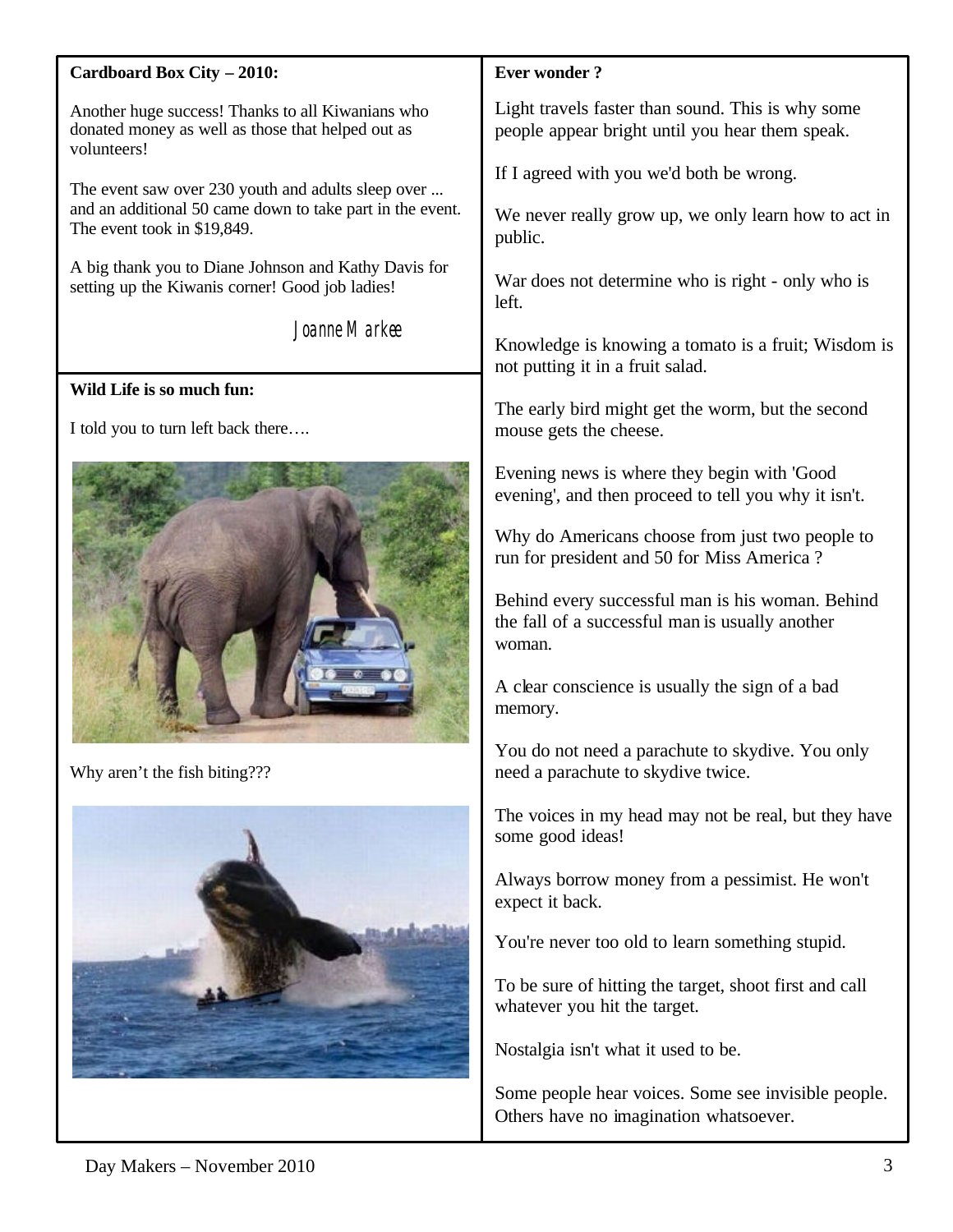**Cardboard Box City – 2010:**

Another huge success! Thanks to all Kiwanians who donated money as well as those that helped out as volunteers!

The event saw over 230 youth and adults sleep over ... and an additional 50 came down to take part in the event. The event took in $19,849.

A big thank you to Diane Johnson and Kathy Davis for setting up the Kiwanis corner! Good job ladies!

*Joanne Markee*

**Wild Life is so much fun:**

I told you to turn left back there….

Why aren't the fish biting???

**Ever wonder ?**

Light travels faster than sound. This is why some people appear bright until you hear them speak.

If I agreed with you we'd both be wrong.

We never really grow up, we only learn how to act in public.

War does not determine who is right - only who is left.

Knowledge is knowing a tomato is a fruit; Wisdom is not putting it in a fruit salad.

The early bird might get the worm, but the second mouse gets the cheese.

Evening news is where they begin with 'Good evening', and then proceed to tell you why it isn't.

Why do Americans choose from just two people to run for president and 50 for Miss America ?

Behind every successful man is his woman. Behind the fall of a successful man is usually another woman.

A clear conscience is usually the sign of a bad memory.

You do not need a parachute to skydive. You only need a parachute to skydive twice.

The voices in my head may not be real, but they have some good ideas!

Always borrow money from a pessimist. He won't expect it back.

You're never too old to learn something stupid.

To be sure of hitting the target, shoot first and call whatever you hit the target.

Nostalgia isn't what it used to be.

Some people hear voices. Some see invisible people. Others have no imagination whatsoever.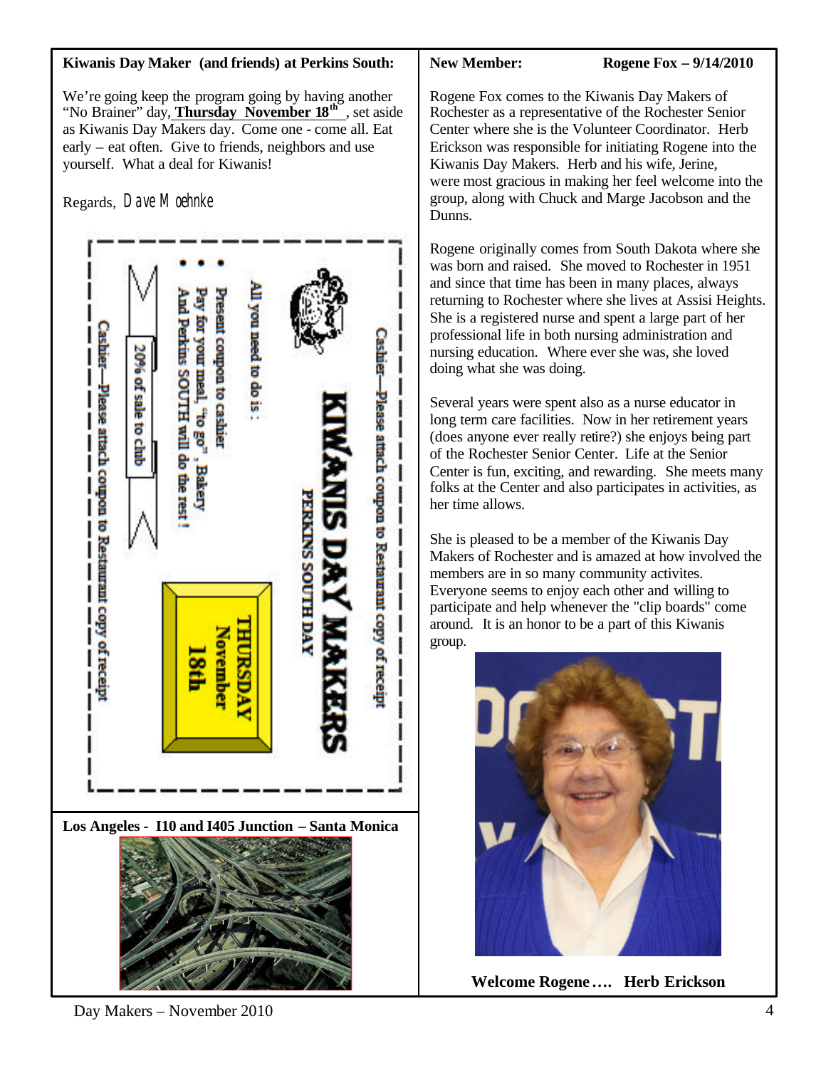**Kiwanis Day Maker (and friends) at Perkins South:**

We're going keep the program going by having another "No Brainer" day, **Thursday November 18th**, set aside as Kiwanis Day Makers day. Come one - come all. Eat early – eat often. Give to friends, neighbors and use yourself. What a deal for Kiwanis!

Regards, Dave Moehnke

Cashier—Please attach coupon to Restaurant copy of receipt

**KIWANIS DAY MAKERS**

PERKINS SOUTH DAY

**THURSDAY November 18th**

All you need to do is :

- Present coupon to cashier
- Pay for your meal, "to go", Bakery
- And Perkins SOUTH will do the rest !

20% of sale to club

Cashier—Please attach coupon to Restaurant copy of receipt

**Los Angeles - I10 and I405 Junction – Santa Monica**

**New Member: Rogene Fox – 9/14/2010**

Rogene Fox comes to the Kiwanis Day Makers of Rochester as a representative of the Rochester Senior Center where she is the Volunteer Coordinator. Herb Erickson was responsible for initiating Rogene into the Kiwanis Day Makers. Herb and his wife, Jerine, were most gracious in making her feel welcome into the group, along with Chuck and Marge Jacobson and the Dunns.

Rogene originally comes from South Dakota where she was born and raised. She moved to Rochester in 1951 and since that time has been in many places, always returning to Rochester where she lives at Assisi Heights. She is a registered nurse and spent a large part of her professional life in both nursing administration and nursing education. Where ever she was, she loved doing what she was doing.

Several years were spent also as a nurse educator in long term care facilities. Now in her retirement years (does anyone ever really retire?) she enjoys being part of the Rochester Senior Center. Life at the Senior Center is fun, exciting, and rewarding. She meets many folks at the Center and also participates in activities, as her time allows.

She is pleased to be a member of the Kiwanis Day Makers of Rochester and is amazed at how involved the members are in so many community activites. Everyone seems to enjoy each other and willing to participate and help whenever the "clip boards" come around. It is an honor to be a part of this Kiwanis group.

**Welcome Rogene …. Herb Erickson**